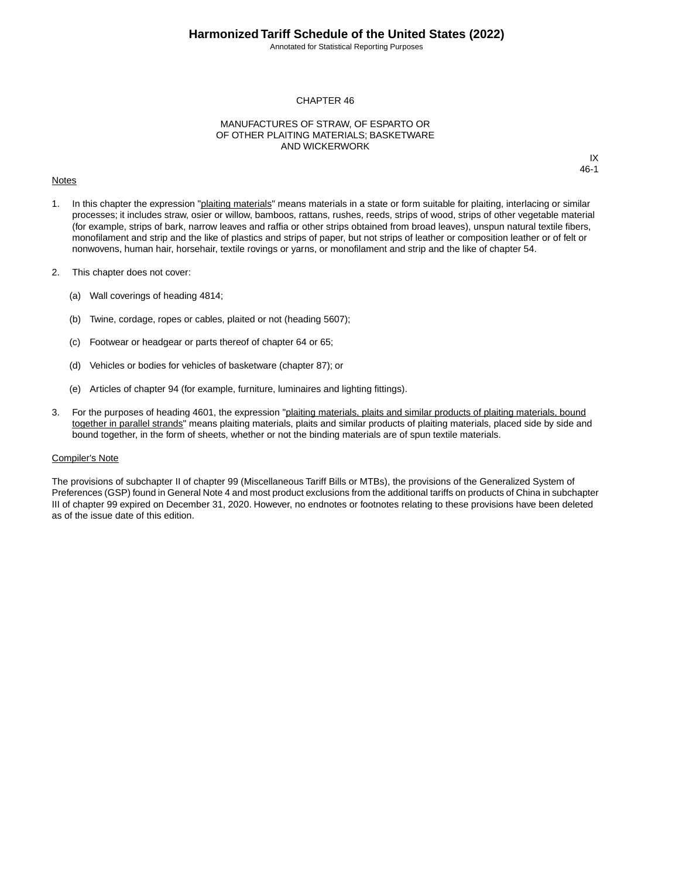# CHAPTER 46

## MANUFACTURES OF STRAW, OF ESPARTO OR OF OTHER PLAITING MATERIALS; BASKETWARE AND WICKERWORK

IX
46-1

Notes

1. In this chapter the expression "plaiting materials" means materials in a state or form suitable for plaiting, interlacing or similar processes; it includes straw, osier or willow, bamboos, rattans, rushes, reeds, strips of wood, strips of other vegetable material (for example, strips of bark, narrow leaves and raffia or other strips obtained from broad leaves), unspun natural textile fibers, monofilament and strip and the like of plastics and strips of paper, but not strips of leather or composition leather or of felt or nonwovens, human hair, horsehair, textile rovings or yarns, or monofilament and strip and the like of chapter 54.

2. This chapter does not cover:

   (a) Wall coverings of heading 4814;

   (b) Twine, cordage, ropes or cables, plaited or not (heading 5607);

   (c) Footwear or headgear or parts thereof of chapter 64 or 65;

   (d) Vehicles or bodies for vehicles of basketware (chapter 87); or

   (e) Articles of chapter 94 (for example, furniture, luminaires and lighting fittings).

3. For the purposes of heading 4601, the expression "plaiting materials, plaits and similar products of plaiting materials, bound together in parallel strands" means plaiting materials, plaits and similar products of plaiting materials, placed side by side and bound together, in the form of sheets, whether or not the binding materials are of spun textile materials.

Compiler's Note

The provisions of subchapter II of chapter 99 (Miscellaneous Tariff Bills or MTBs), the provisions of the Generalized System of Preferences (GSP) found in General Note 4 and most product exclusions from the additional tariffs on products of China in subchapter III of chapter 99 expired on December 31, 2020. However, no endnotes or footnotes relating to these provisions have been deleted as of the issue date of this edition.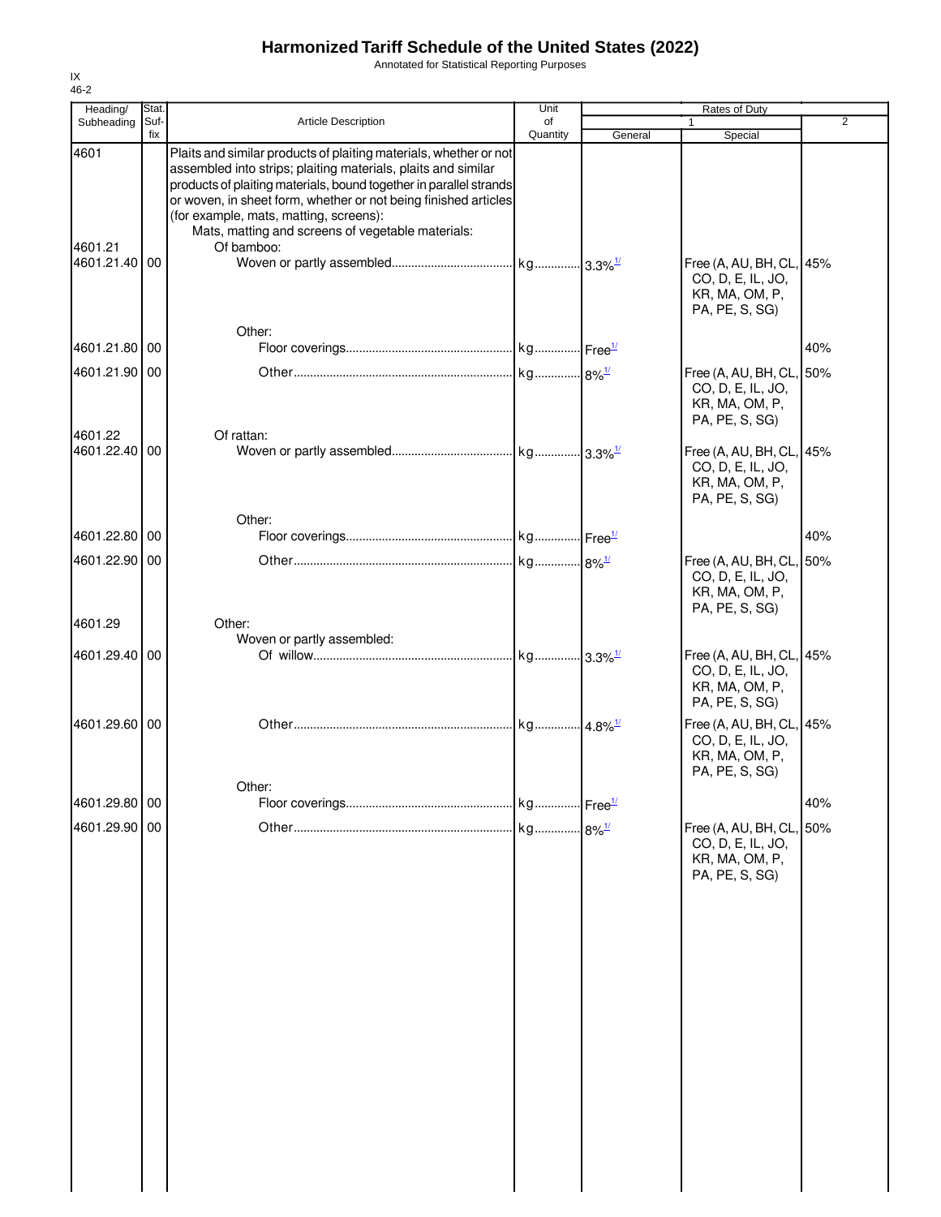# Harmonized Tariff Schedule of the United States (2022)

Annotated for Statistical Reporting Purposes

IX
46-2

| Heading/ Subheading | Stat. Suf- fix | Article Description | Unit of Quantity | Rates of Duty 1 General | Rates of Duty 1 Special | Rates of Duty 2 |
|---|---|---|---|---|---|---|
| 4601 | | Plaits and similar products of plaiting materials, whether or not assembled into strips; plaiting materials, plaits and similar products of plaiting materials, bound together in parallel strands or woven, in sheet form, whether or not being finished articles (for example, mats, matting, screens): | | | | |
| | | Mats, matting and screens of vegetable materials: | | | | |
| 4601.21 | | Of bamboo: | | | | |
| 4601.21.40 | 00 | Woven or partly assembled | kg | 3.3%[1/] | Free (A, AU, BH, CL, CO, D, E, IL, JO, KR, MA, OM, P, PA, PE, S, SG) | 45% |
| | | Other: | | | | |
| 4601.21.80 | 00 | Floor coverings | kg | Free[1/] | | 40% |
| 4601.21.90 | 00 | Other | kg | 8%[1/] | Free (A, AU, BH, CL, CO, D, E, IL, JO, KR, MA, OM, P, PA, PE, S, SG) | 50% |
| 4601.22 | | Of rattan: | | | | |
| 4601.22.40 | 00 | Woven or partly assembled | kg | 3.3%[1/] | Free (A, AU, BH, CL, CO, D, E, IL, JO, KR, MA, OM, P, PA, PE, S, SG) | 45% |
| | | Other: | | | | |
| 4601.22.80 | 00 | Floor coverings | kg | Free[1/] | | 40% |
| 4601.22.90 | 00 | Other | kg | 8%[1/] | Free (A, AU, BH, CL, CO, D, E, IL, JO, KR, MA, OM, P, PA, PE, S, SG) | 50% |
| 4601.29 | | Other: | | | | |
| | | Woven or partly assembled: | | | | |
| 4601.29.40 | 00 | Of willow | kg | 3.3%[1/] | Free (A, AU, BH, CL, CO, D, E, IL, JO, KR, MA, OM, P, PA, PE, S, SG) | 45% |
| 4601.29.60 | 00 | Other | kg | 4.8%[1/] | Free (A, AU, BH, CL, CO, D, E, IL, JO, KR, MA, OM, P, PA, PE, S, SG) | 45% |
| | | Other: | | | | |
| 4601.29.80 | 00 | Floor coverings | kg | Free[1/] | | 40% |
| 4601.29.90 | 00 | Other | kg | 8%[1/] | Free (A, AU, BH, CL, CO, D, E, IL, JO, KR, MA, OM, P, PA, PE, S, SG) | 50% |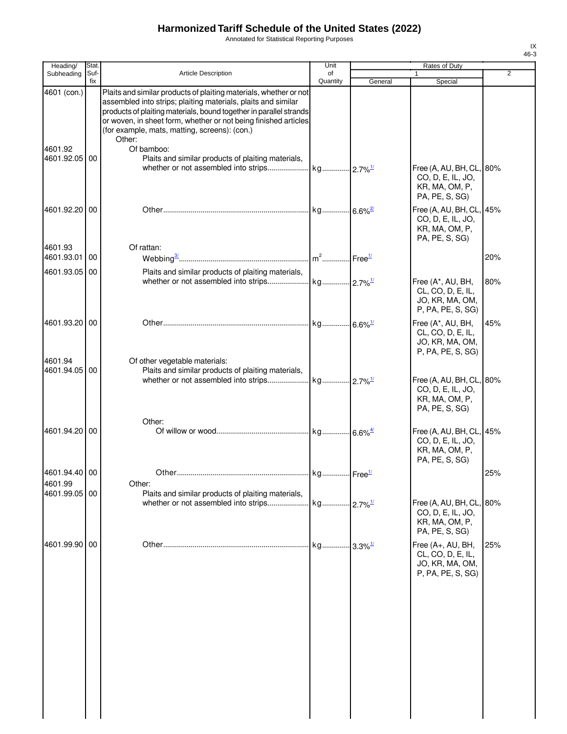# Harmonized Tariff Schedule of the United States (2022)

Annotated for Statistical Reporting Purposes

IX
46-3

| Heading/ Subheading | Stat. Suf-fix | Article Description | Unit of Quantity | Rates of Duty 1 General | Special | 2 |
|---|---|---|---|---|---|---|
| 4601 (con.) | | Plaits and similar products of plaiting materials, whether or not assembled into strips; plaiting materials, plaits and similar products of plaiting materials, bound together in parallel strands or woven, in sheet form, whether or not being finished articles (for example, mats, matting, screens): (con.) | | | | |
| | | Other: | | | | |
| 4601.92 | | Of bamboo: | | | | |
| 4601.92.05 | 00 | Plaits and similar products of plaiting materials, whether or not assembled into strips | kg | 2.7%[1/] | Free (A, AU, BH, CL, CO, D, E, IL, JO, KR, MA, OM, P, PA, PE, S, SG) | 80% |
| 4601.92.20 | 00 | Other | kg | 6.6%[2/] | Free (A, AU, BH, CL, CO, D, E, IL, JO, KR, MA, OM, P, PA, PE, S, SG) | 45% |
| 4601.93 | | Of rattan: | | | | |
| 4601.93.01 | 00 | Webbing[3/] | $m^2$ | Free[1/] | | 20% |
| 4601.93.05 | 00 | Plaits and similar products of plaiting materials, whether or not assembled into strips | kg | 2.7%[1/] | Free (A*, AU, BH, CL, CO, D, E, IL, JO, KR, MA, OM, P, PA, PE, S, SG) | 80% |
| 4601.93.20 | 00 | Other | kg | 6.6%[1/] | Free (A*, AU, BH, CL, CO, D, E, IL, JO, KR, MA, OM, P, PA, PE, S, SG) | 45% |
| 4601.94 | | Of other vegetable materials: | | | | |
| 4601.94.05 | 00 | Plaits and similar products of plaiting materials, whether or not assembled into strips | kg | 2.7%[1/] | Free (A, AU, BH, CL, CO, D, E, IL, JO, KR, MA, OM, P, PA, PE, S, SG) | 80% |
| | | Other: | | | | |
| 4601.94.20 | 00 | Of willow or wood | kg | 6.6%[4/] | Free (A, AU, BH, CL, CO, D, E, IL, JO, KR, MA, OM, P, PA, PE, S, SG) | 45% |
| 4601.94.40 | 00 | Other | kg | Free[1/] | | 25% |
| 4601.99 | | Other: | | | | |
| 4601.99.05 | 00 | Plaits and similar products of plaiting materials, whether or not assembled into strips | kg | 2.7%[1/] | Free (A, AU, BH, CL, CO, D, E, IL, JO, KR, MA, OM, P, PA, PE, S, SG) | 80% |
| 4601.99.90 | 00 | Other | kg | 3.3%[1/] | Free (A+, AU, BH, CL, CO, D, E, IL, JO, KR, MA, OM, P, PA, PE, S, SG) | 25% |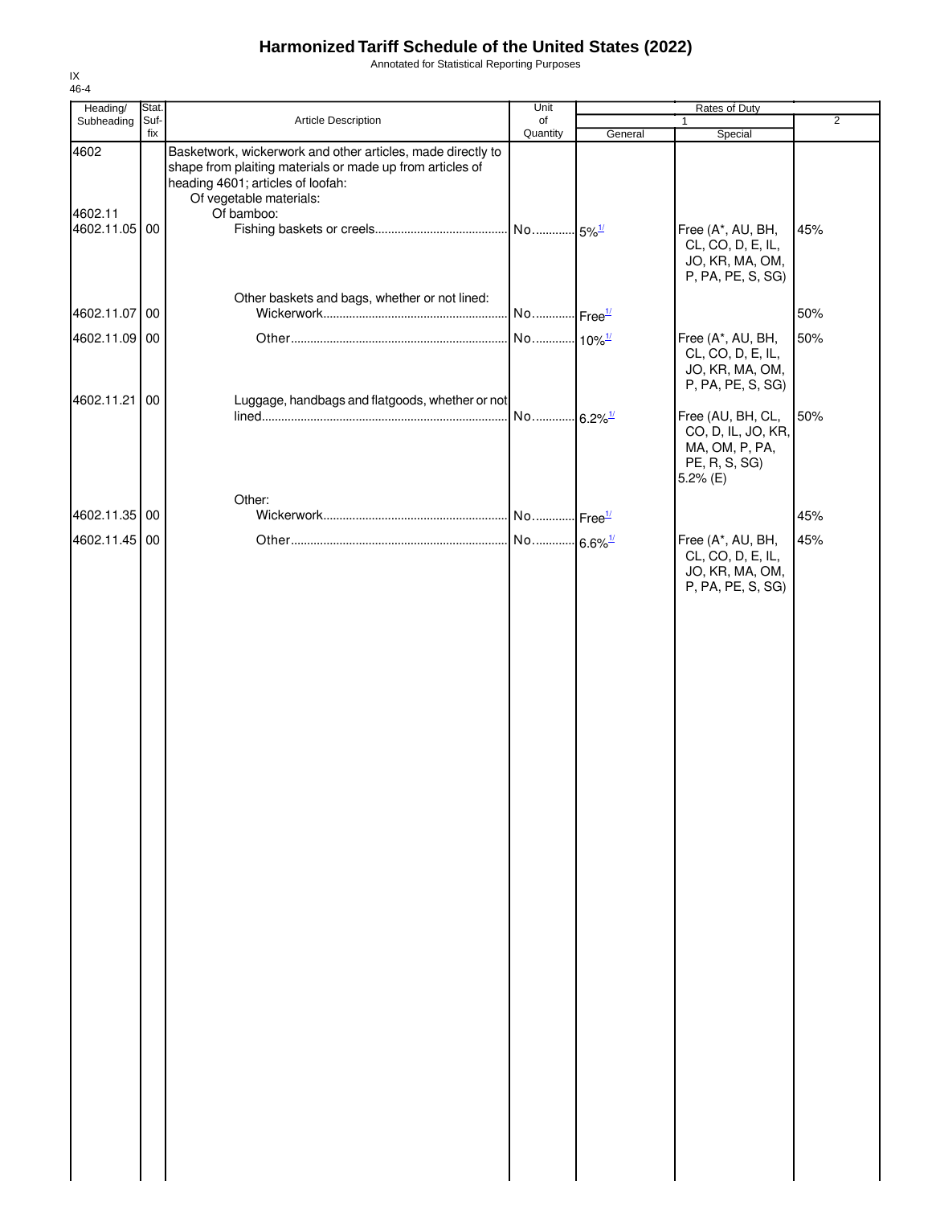# Harmonized Tariff Schedule of the United States (2022)

Annotated for Statistical Reporting Purposes

IX
46-4

| Heading/ Subheading | Stat. Suf- fix | Article Description | Unit of Quantity | Rates of Duty 1 General | Special | 2 |
|---|---|---|---|---|---|---|
| 4602 | | Basketwork, wickerwork and other articles, made directly to shape from plaiting materials or made up from articles of heading 4601; articles of loofah: | | | | |
| | | Of vegetable materials: | | | | |
| 4602.11 | | Of bamboo: | | | | |
| 4602.11.05 | 00 | Fishing baskets or creels | No. | 5%[1/] | Free (A*, AU, BH, CL, CO, D, E, IL, JO, KR, MA, OM, P, PA, PE, S, SG) | 45% |
| | | Other baskets and bags, whether or not lined: | | | | |
| 4602.11.07 | 00 | Wickerwork | No. | Free[1/] | | 50% |
| 4602.11.09 | 00 | Other | No. | 10%[1/] | Free (A*, AU, BH, CL, CO, D, E, IL, JO, KR, MA, OM, P, PA, PE, S, SG) | 50% |
| 4602.11.21 | 00 | Luggage, handbags and flatgoods, whether or not lined | No. | 6.2%[1/] | Free (AU, BH, CL, CO, D, IL, JO, KR, MA, OM, P, PA, PE, R, S, SG) 5.2% (E) | 50% |
| | | Other: | | | | |
| 4602.11.35 | 00 | Wickerwork | No. | Free[1/] | | 45% |
| 4602.11.45 | 00 | Other | No. | 6.6%[1/] | Free (A*, AU, BH, CL, CO, D, E, IL, JO, KR, MA, OM, P, PA, PE, S, SG) | 45% |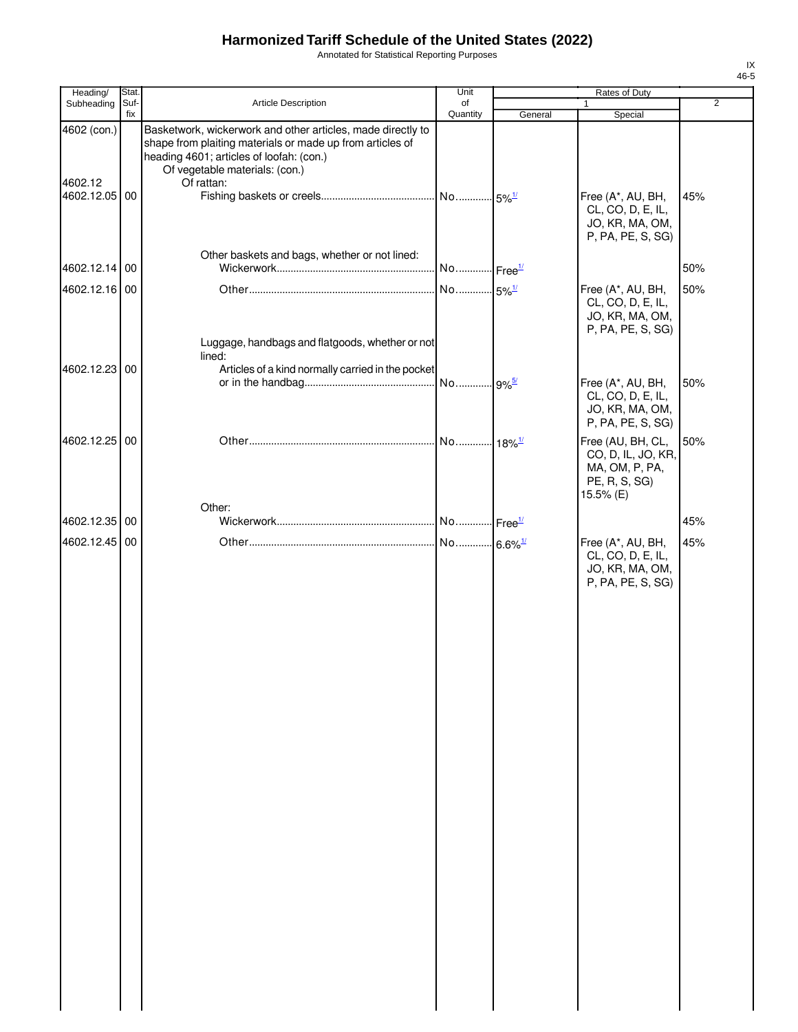# Harmonized Tariff Schedule of the United States (2022)

Annotated for Statistical Reporting Purposes

IX
46-5

| Heading/ Subheading | Stat. Suf- fix | Article Description | Unit of Quantity | Rates of Duty 1 General | Special | 2 |
|---|---|---|---|---|---|---|
| 4602 (con.) | | Basketwork, wickerwork and other articles, made directly to shape from plaiting materials or made up from articles of heading 4601; articles of loofah: (con.) | | | | |
| | | Of vegetable materials: (con.) | | | | |
| 4602.12 | | Of rattan: | | | | |
| 4602.12.05 | 00 | Fishing baskets or creels | No. | 5%[1/] | Free (A*, AU, BH, CL, CO, D, E, IL, JO, KR, MA, OM, P, PA, PE, S, SG) | 45% |
| | | Other baskets and bags, whether or not lined: | | | | |
| 4602.12.14 | 00 | Wickerwork | No. | Free[1/] | | 50% |
| 4602.12.16 | 00 | Other | No. | 5%[1/] | Free (A*, AU, BH, CL, CO, D, E, IL, JO, KR, MA, OM, P, PA, PE, S, SG) | 50% |
| | | Luggage, handbags and flatgoods, whether or not lined: | | | | |
| 4602.12.23 | 00 | Articles of a kind normally carried in the pocket or in the handbag | No. | 9%[5/] | Free (A*, AU, BH, CL, CO, D, E, IL, JO, KR, MA, OM, P, PA, PE, S, SG) | 50% |
| 4602.12.25 | 00 | Other | No. | 18%[1/] | Free (AU, BH, CL, CO, D, IL, JO, KR, MA, OM, P, PA, PE, R, S, SG) 15.5% (E) | 50% |
| | | Other: | | | | |
| 4602.12.35 | 00 | Wickerwork | No. | Free[1/] | | 45% |
| 4602.12.45 | 00 | Other | No. | 6.6%[1/] | Free (A*, AU, BH, CL, CO, D, E, IL, JO, KR, MA, OM, P, PA, PE, S, SG) | 45% |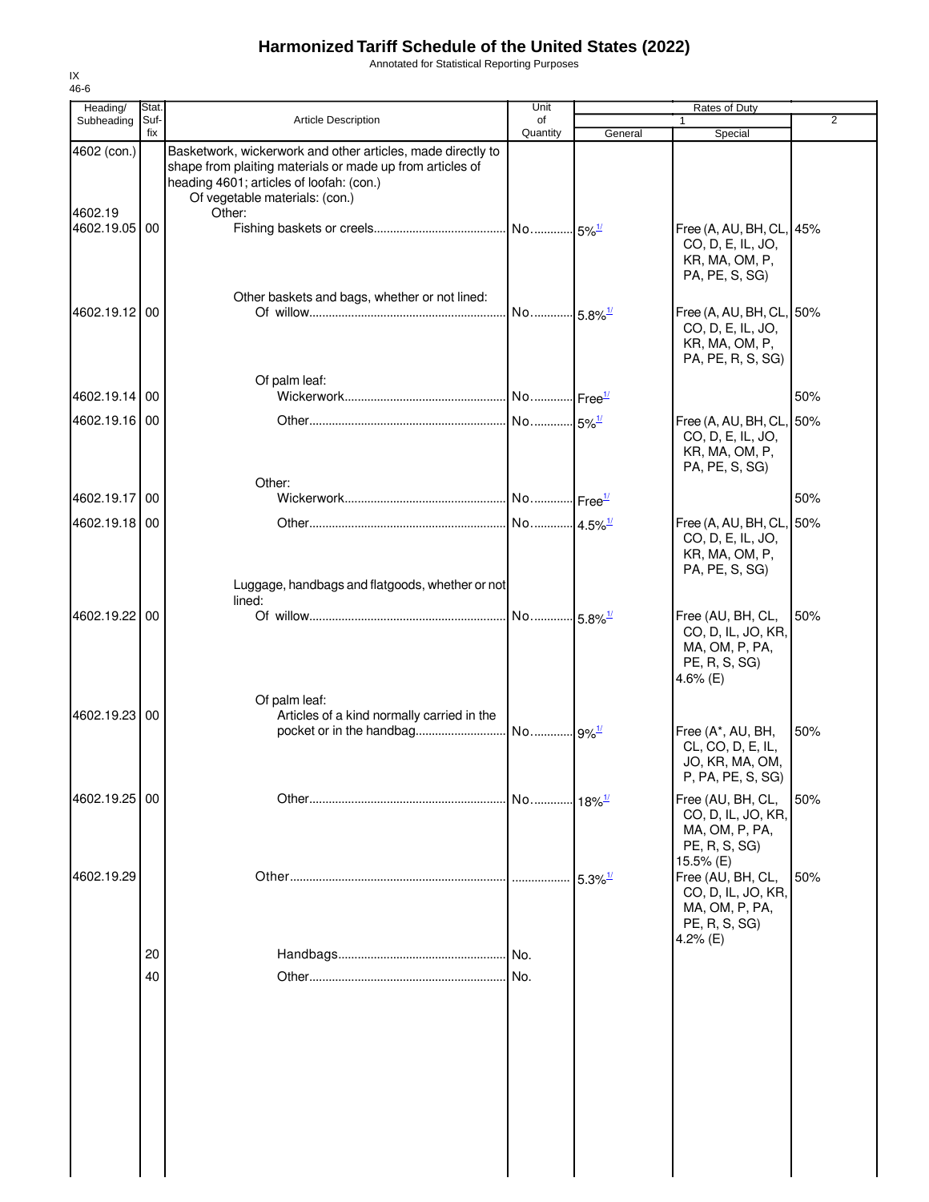# Harmonized Tariff Schedule of the United States (2022)

Annotated for Statistical Reporting Purposes

IX
46-6

| Heading/ Subheading | Stat. Suf-fix | Article Description | Unit of Quantity | Rates of Duty 1 General | Rates of Duty 1 Special | Rates of Duty 2 |
|---|---|---|---|---|---|---|
| 4602 (con.) | | Basketwork, wickerwork and other articles, made directly to shape from plaiting materials or made up from articles of heading 4601; articles of loofah: (con.) | | | | |
| | | Of vegetable materials: (con.) | | | | |
| 4602.19 | | Other: | | | | |
| 4602.19.05 | 00 | Fishing baskets or creels | No. | 5%[1/] | Free (A, AU, BH, CL, CO, D, E, IL, JO, KR, MA, OM, P, PA, PE, S, SG) | 45% |
| | | Other baskets and bags, whether or not lined: | | | | |
| 4602.19.12 | 00 | Of willow | No. | 5.8%[1/] | Free (A, AU, BH, CL, CO, D, E, IL, JO, KR, MA, OM, P, PA, PE, R, S, SG) | 50% |
| | | Of palm leaf: | | | | |
| 4602.19.14 | 00 | Wickerwork | No. | Free[1/] | | 50% |
| 4602.19.16 | 00 | Other | No. | 5%[1/] | Free (A, AU, BH, CL, CO, D, E, IL, JO, KR, MA, OM, P, PA, PE, S, SG) | 50% |
| | | Other: | | | | |
| 4602.19.17 | 00 | Wickerwork | No. | Free[1/] | | 50% |
| 4602.19.18 | 00 | Other | No. | 4.5%[1/] | Free (A, AU, BH, CL, CO, D, E, IL, JO, KR, MA, OM, P, PA, PE, S, SG) | 50% |
| | | Luggage, handbags and flatgoods, whether or not lined: | | | | |
| 4602.19.22 | 00 | Of willow | No. | 5.8%[1/] | Free (AU, BH, CL, CO, D, IL, JO, KR, MA, OM, P, PA, PE, R, S, SG) 4.6% (E) | 50% |
| | | Of palm leaf: | | | | |
| 4602.19.23 | 00 | Articles of a kind normally carried in the pocket or in the handbag | No. | 9%[1/] | Free (A*, AU, BH, CL, CO, D, E, IL, JO, KR, MA, OM, P, PA, PE, S, SG) | 50% |
| 4602.19.25 | 00 | Other | No. | 18%[1/] | Free (AU, BH, CL, CO, D, IL, JO, KR, MA, OM, P, PA, PE, R, S, SG) 15.5% (E) | 50% |
| 4602.19.29 | | Other | | 5.3%[1/] | Free (AU, BH, CL, CO, D, IL, JO, KR, MA, OM, P, PA, PE, R, S, SG) 4.2% (E) | 50% |
| | 20 | Handbags | No. | | | |
| | 40 | Other | No. | | | |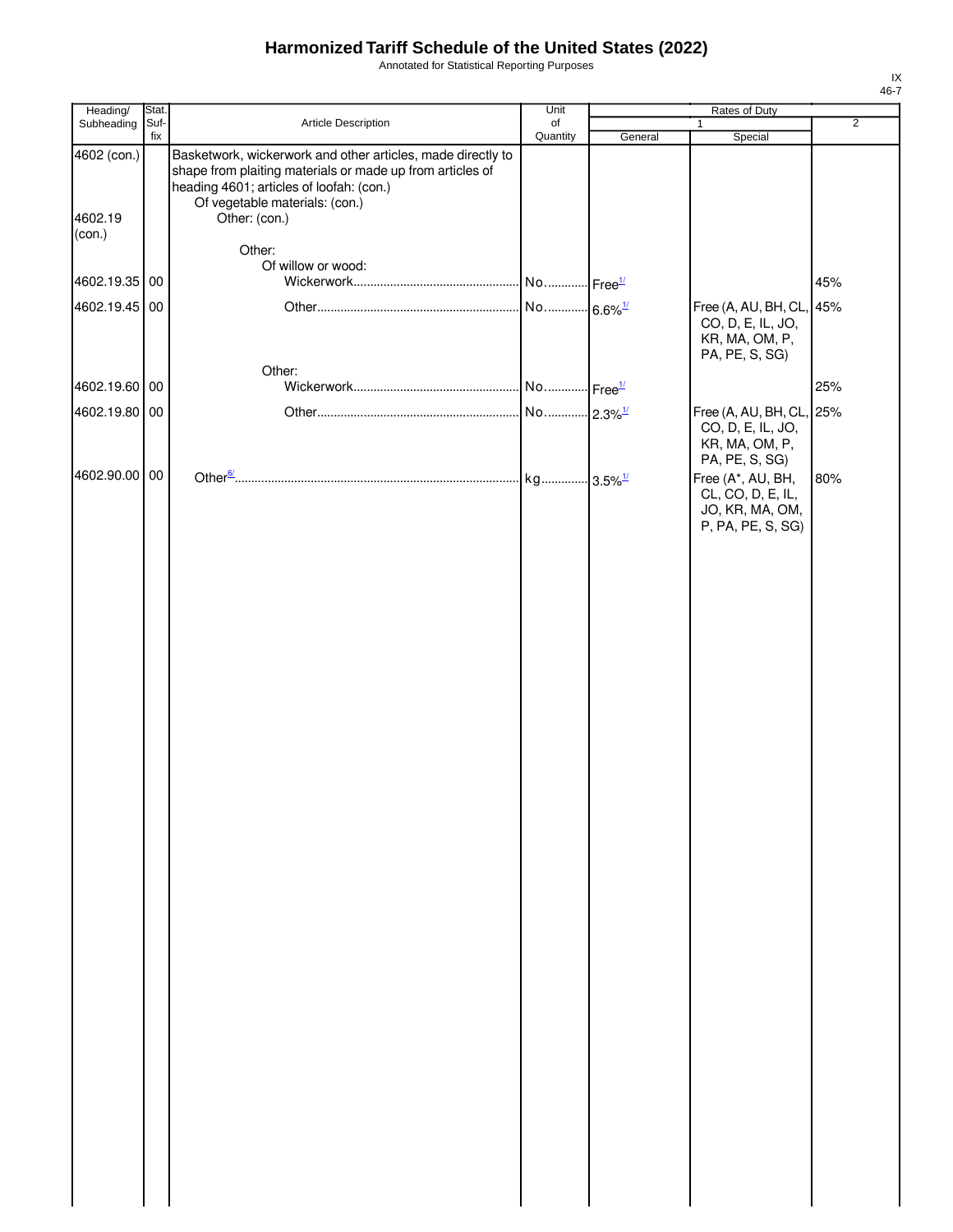# Harmonized Tariff Schedule of the United States (2022)

Annotated for Statistical Reporting Purposes

IX
46-7

| Heading/ Subheading | Stat. Suf- fix | Article Description | Unit of Quantity | Rates of Duty 1 General | Special | 2 |
|---|---|---|---|---|---|---|
| 4602 (con.) | | Basketwork, wickerwork and other articles, made directly to shape from plaiting materials or made up from articles of heading 4601; articles of loofah: (con.) | | | | |
| | | Of vegetable materials: (con.) | | | | |
| 4602.19 (con.) | | Other: (con.) | | | | |
| | | Other: | | | | |
| | | Of willow or wood: | | | | |
| 4602.19.35 | 00 | Wickerwork | No. | Free[1/] | | 45% |
| 4602.19.45 | 00 | Other | No. | 6.6%[1/] | Free (A, AU, BH, CL, CO, D, E, IL, JO, KR, MA, OM, P, PA, PE, S, SG) | 45% |
| | | Other: | | | | |
| 4602.19.60 | 00 | Wickerwork | No. | Free[1/] | | 25% |
| 4602.19.80 | 00 | Other | No. | 2.3%[1/] | Free (A, AU, BH, CL, CO, D, E, IL, JO, KR, MA, OM, P, PA, PE, S, SG) | 25% |
| 4602.90.00 | 00 | Other[6/] | kg | 3.5%[1/] | Free (A*, AU, BH, CL, CO, D, E, IL, JO, KR, MA, OM, P, PA, PE, S, SG) | 80% |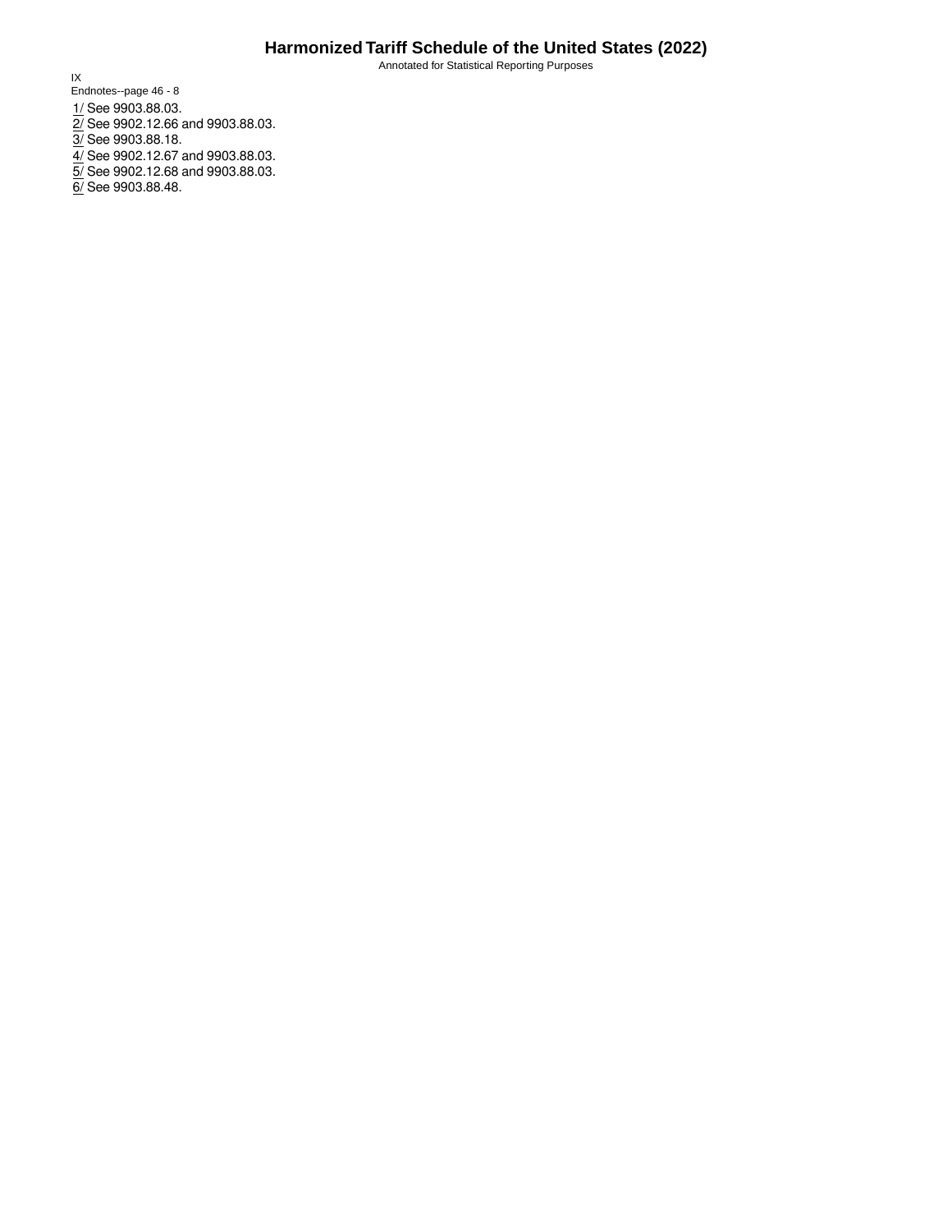1/ See 9903.88.03.

2/ See 9902.12.66 and 9903.88.03.

3/ See 9903.88.18.

4/ See 9902.12.67 and 9903.88.03.

5/ See 9902.12.68 and 9903.88.03.

6/ See 9903.88.48.